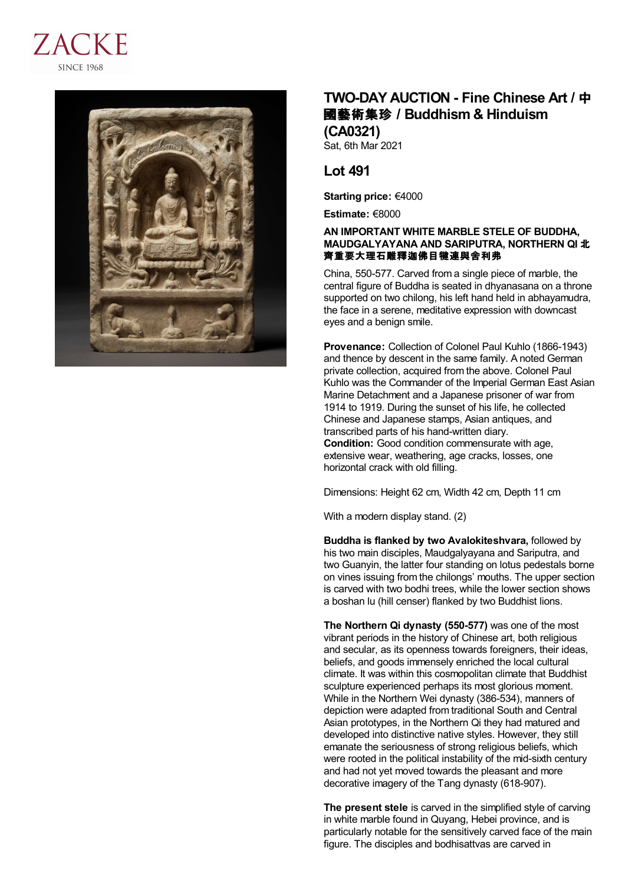ZACKE

SINCE 1968

# TWO-DAY AUCTION - Fine Chinese Art / 中國藝術集珍 / Buddhism & Hinduism (CA0321)

Sat, 6th Mar 2021

## Lot 491

**Starting price:** €4000

**Estimate:** €8000

**AN IMPORTANT WHITE MARBLE STELE OF BUDDHA, MAUDGALYAYANA AND SARIPUTRA, NORTHERN QI 北齊重要大理石雕釋迦佛目犍連與舍利弗**

China, 550-577. Carved from a single piece of marble, the central figure of Buddha is seated in dhyanasana on a throne supported on two chilong, his left hand held in abhayamudra, the face in a serene, meditative expression with downcast eyes and a benign smile.

**Provenance:** Collection of Colonel Paul Kuhlo (1866-1943) and thence by descent in the same family. A noted German private collection, acquired from the above. Colonel Paul Kuhlo was the Commander of the Imperial German East Asian Marine Detachment and a Japanese prisoner of war from 1914 to 1919. During the sunset of his life, he collected Chinese and Japanese stamps, Asian antiques, and transcribed parts of his hand-written diary.

**Condition:** Good condition commensurate with age, extensive wear, weathering, age cracks, losses, one horizontal crack with old filling.

Dimensions: Height 62 cm, Width 42 cm, Depth 11 cm

With a modern display stand. (2)

**Buddha is flanked by two Avalokiteshvara,** followed by his two main disciples, Maudgalyayana and Sariputra, and two Guanyin, the latter four standing on lotus pedestals borne on vines issuing from the chilongs' mouths. The upper section is carved with two bodhi trees, while the lower section shows a boshan lu (hill censer) flanked by two Buddhist lions.

**The Northern Qi dynasty (550-577)** was one of the most vibrant periods in the history of Chinese art, both religious and secular, as its openness towards foreigners, their ideas, beliefs, and goods immensely enriched the local cultural climate. It was within this cosmopolitan climate that Buddhist sculpture experienced perhaps its most glorious moment. While in the Northern Wei dynasty (386-534), manners of depiction were adapted from traditional South and Central Asian prototypes, in the Northern Qi they had matured and developed into distinctive native styles. However, they still emanate the seriousness of strong religious beliefs, which were rooted in the political instability of the mid-sixth century and had not yet moved towards the pleasant and more decorative imagery of the Tang dynasty (618-907).

**The present stele** is carved in the simplified style of carving in white marble found in Quyang, Hebei province, and is particularly notable for the sensitively carved face of the main figure. The disciples and bodhisattvas are carved in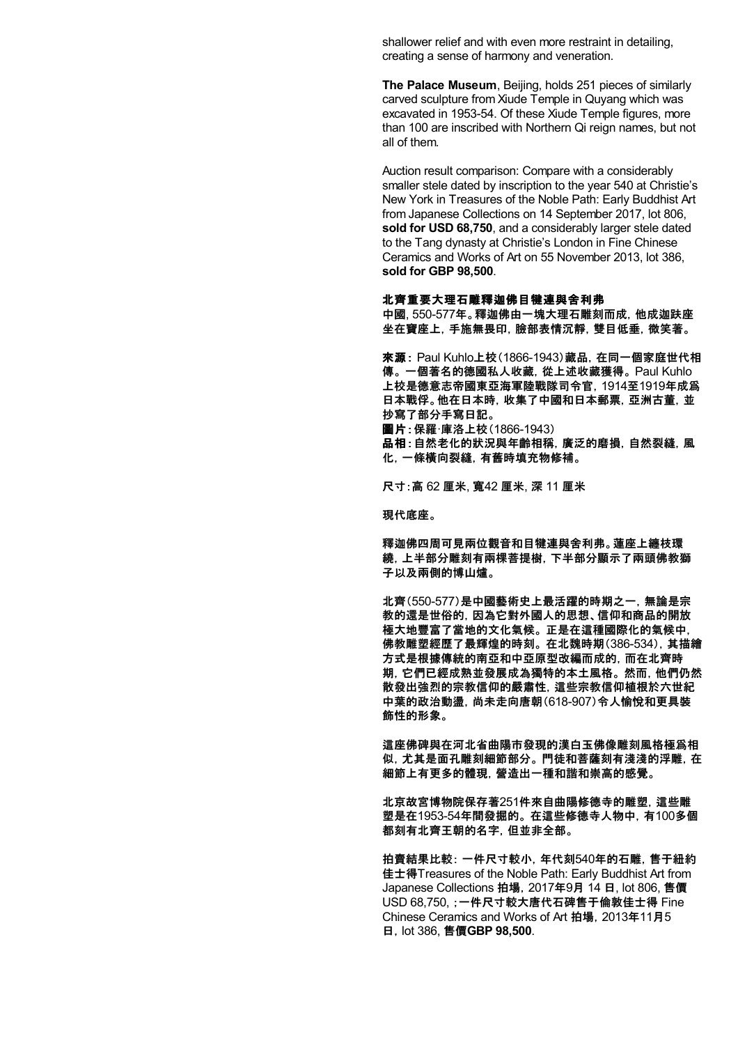shallower relief and with even more restraint in detailing, creating a sense of harmony and veneration.

**The Palace Museum**, Beijing, holds 251 pieces of similarly carved sculpture from Xiude Temple in Quyang which was excavated in 1953-54. Of these Xiude Temple figures, more than 100 are inscribed with Northern Qi reign names, but not all of them.

Auction result comparison: Compare with a considerably smaller stele dated by inscription to the year 540 at Christie's New York in Treasures of the Noble Path: Early Buddhist Art from Japanese Collections on 14 September 2017, lot 806, **sold for USD 68,750**, and a considerably larger stele dated to the Tang dynasty at Christie's London in Fine Chinese Ceramics and Works of Art on 55 November 2013, lot 386, **sold for GBP 98,500**.

**北齊重要大理石雕釋迦佛目犍連與舍利弗**

**中國, 550-577年。釋迦佛由一塊大理石雕刻而成, 他成迦趺座坐在寶座上, 手施無畏印, 臉部表情沉靜, 雙目低垂, 微笑著。**

**來源:** Paul Kuhlo**上校(1866-1943)藏品, 在同一個家庭世代相傳。一個著名的德國私人收藏, 從上述收藏獲得。**Paul Kuhlo **上校是德意志帝國東亞海軍陸戰隊司令官, 1914至1919年成爲日本戰俘。他在日本時, 收集了中國和日本郵票, 亞洲古董, 並抄寫了部分手寫日記。**

**圖片: 保羅·庫洛上校(1866-1943)**

**品相: 自然老化的狀況與年齡相稱, 廣泛的磨損, 自然裂縫, 風化, 一條橫向裂縫, 有舊時填充物修補。**

**尺寸: 高 62 厘米, 寬42 厘米, 深 11 厘米**

**現代底座。**

**釋迦佛四周可見兩位觀音和目犍連與舍利弗。蓮座上纏枝環繞, 上半部分雕刻有兩棵菩提樹, 下半部分顯示了兩頭佛教獅子以及兩側的博山爐。**

**北齊(550-577)是中國藝術史上最活躍的時期之一, 無論是宗教的還是世俗的, 因為它對外國人的思想、信仰和商品的開放極大地豐富了當地的文化氣候。正是在這種國際化的氣候中, 佛教雕塑經歷了最輝煌的時刻。在北魏時期(386-534), 其描繪方式是根據傳統的南亞和中亞原型改編而成的, 而在北齊時期, 它們已經成熟並發展成為獨特的本土風格。然而, 他們仍然散發出強烈的宗教信仰的嚴肅性, 這些宗教信仰植根於六世紀中葉的政治動盪, 尚未走向唐朝(618-907)令人愉悅和更具裝飾性的形象。**

**這座佛碑與在河北省曲陽市發現的漢白玉佛像雕刻風格極爲相似, 尤其是面孔雕刻細節部分。門徒和菩薩刻有淺淺的浮雕, 在細節上有更多的體現, 營造出一種和諧和崇高的感覺。**

**北京故宮博物院保存著251件來自曲陽修德寺的雕塑, 這些雕塑是在1953-54年間發掘的。在這些修德寺人物中, 有100多個都刻有北齊王朝的名字, 但並非全部。**

**拍賣結果比較: 一件尺寸較小, 年代刻540年的石雕, 售于紐約佳士得**Treasures of the Noble Path: Early Buddhist Art from Japanese Collections **拍場**, 2017**年**9**月** 14 **日**, lot 806, **售價** USD 68,750, ;**一件尺寸較大唐代石碑售于倫敦佳士得** Fine Chinese Ceramics and Works of Art **拍場**, 2013**年**11**月**5 **日**, lot 386, **售價GBP 98,500**.